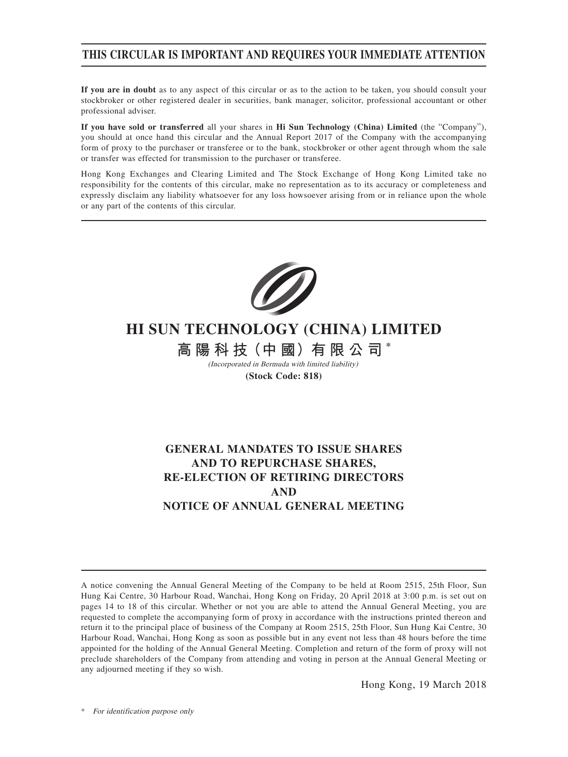# THIS CIRCULAR IS IMPORTANT AND REQUIRES YOUR IMMEDIATE ATTENTION

**If you are in doubt** as to any aspect of this circular or as to the action to be taken, you should consult your stockbroker or other registered dealer in securities, bank manager, solicitor, professional accountant or other professional adviser.

**If you have sold or transferred** all your shares in **Hi Sun Technology (China) Limited** (the "Company"), you should at once hand this circular and the Annual Report 2017 of the Company with the accompanying form of proxy to the purchaser or transferee or to the bank, stockbroker or other agent through whom the sale or transfer was effected for transmission to the purchaser or transferee.

Hong Kong Exchanges and Clearing Limited and The Stock Exchange of Hong Kong Limited take no responsibility for the contents of this circular, make no representation as to its accuracy or completeness and expressly disclaim any liability whatsoever for any loss howsoever arising from or in reliance upon the whole or any part of the contents of this circular.

# HI SUN TECHNOLOGY (CHINA) LIMITED

## 高陽科技（中國）有限公司*

*(Incorporated in Bermuda with limited liability)*

**(Stock Code: 818)**

## GENERAL MANDATES TO ISSUE SHARES AND TO REPURCHASE SHARES, RE-ELECTION OF RETIRING DIRECTORS AND NOTICE OF ANNUAL GENERAL MEETING

A notice convening the Annual General Meeting of the Company to be held at Room 2515, 25th Floor, Sun Hung Kai Centre, 30 Harbour Road, Wanchai, Hong Kong on Friday, 20 April 2018 at 3:00 p.m. is set out on pages 14 to 18 of this circular. Whether or not you are able to attend the Annual General Meeting, you are requested to complete the accompanying form of proxy in accordance with the instructions printed thereon and return it to the principal place of business of the Company at Room 2515, 25th Floor, Sun Hung Kai Centre, 30 Harbour Road, Wanchai, Hong Kong as soon as possible but in any event not less than 48 hours before the time appointed for the holding of the Annual General Meeting. Completion and return of the form of proxy will not preclude shareholders of the Company from attending and voting in person at the Annual General Meeting or any adjourned meeting if they so wish.

Hong Kong, 19 March 2018

\* *For identification purpose only*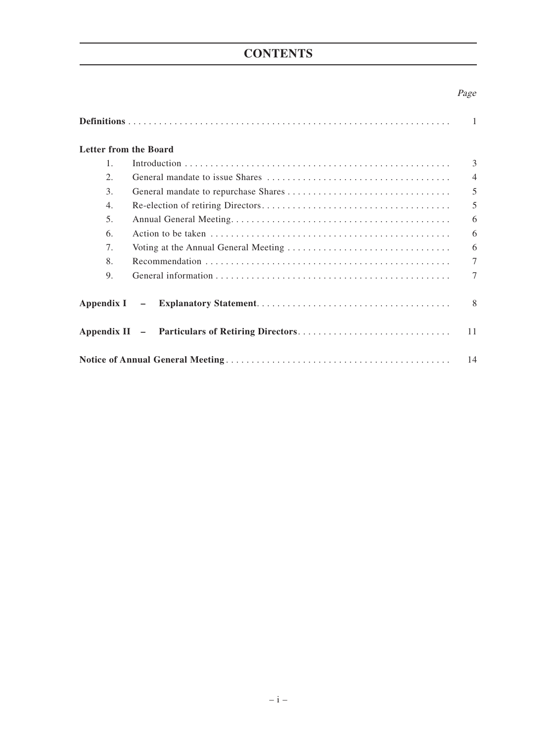# CONTENTS

| | Page |
|---|---|
| **Definitions** | 1 |
| **Letter from the Board** | |
| 1. Introduction | 3 |
| 2. General mandate to issue Shares | 4 |
| 3. General mandate to repurchase Shares | 5 |
| 4. Re-election of retiring Directors | 5 |
| 5. Annual General Meeting | 6 |
| 6. Action to be taken | 6 |
| 7. Voting at the Annual General Meeting | 6 |
| 8. Recommendation | 7 |
| 9. General information | 7 |
| **Appendix I – Explanatory Statement** | 8 |
| **Appendix II – Particulars of Retiring Directors** | 11 |
| **Notice of Annual General Meeting** | 14 |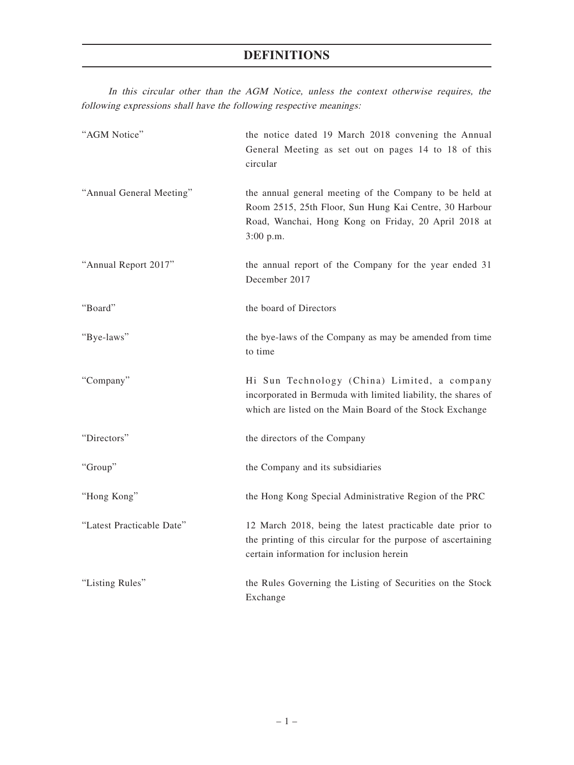# DEFINITIONS

*In this circular other than the AGM Notice, unless the context otherwise requires, the following expressions shall have the following respective meanings:*

| | |
|---|---|
| "AGM Notice" | the notice dated 19 March 2018 convening the Annual General Meeting as set out on pages 14 to 18 of this circular |
| "Annual General Meeting" | the annual general meeting of the Company to be held at Room 2515, 25th Floor, Sun Hung Kai Centre, 30 Harbour Road, Wanchai, Hong Kong on Friday, 20 April 2018 at 3:00 p.m. |
| "Annual Report 2017" | the annual report of the Company for the year ended 31 December 2017 |
| "Board" | the board of Directors |
| "Bye-laws" | the bye-laws of the Company as may be amended from time to time |
| "Company" | Hi Sun Technology (China) Limited, a company incorporated in Bermuda with limited liability, the shares of which are listed on the Main Board of the Stock Exchange |
| "Directors" | the directors of the Company |
| "Group" | the Company and its subsidiaries |
| "Hong Kong" | the Hong Kong Special Administrative Region of the PRC |
| "Latest Practicable Date" | 12 March 2018, being the latest practicable date prior to the printing of this circular for the purpose of ascertaining certain information for inclusion herein |
| "Listing Rules" | the Rules Governing the Listing of Securities on the Stock Exchange |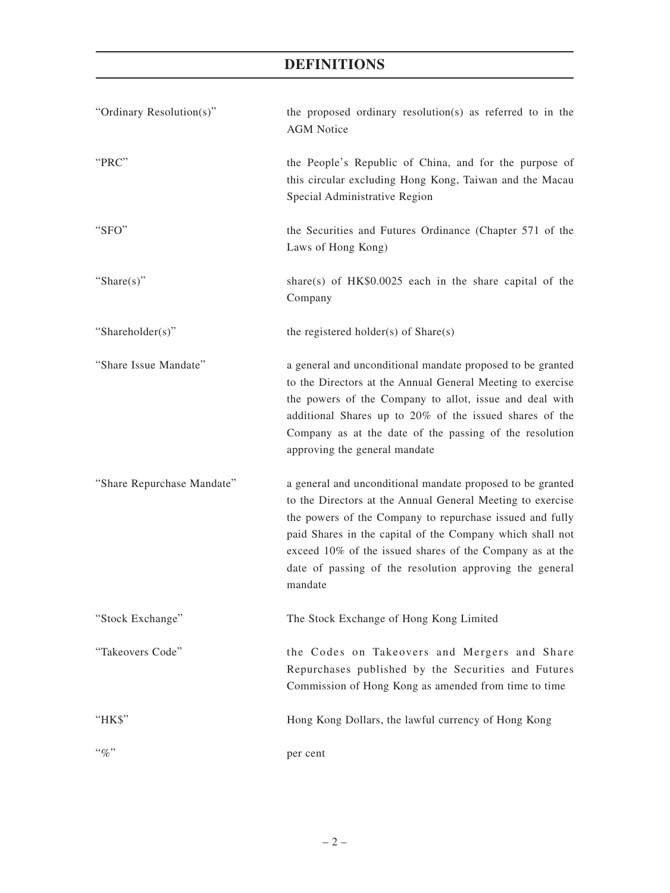# DEFINITIONS

| | |
|---|---|
| "Ordinary Resolution(s)" | the proposed ordinary resolution(s) as referred to in the AGM Notice |
| "PRC" | the People's Republic of China, and for the purpose of this circular excluding Hong Kong, Taiwan and the Macau Special Administrative Region |
| "SFO" | the Securities and Futures Ordinance (Chapter 571 of the Laws of Hong Kong) |
| "Share(s)" | share(s) of HK$0.0025 each in the share capital of the Company |
| "Shareholder(s)" | the registered holder(s) of Share(s) |
| "Share Issue Mandate" | a general and unconditional mandate proposed to be granted to the Directors at the Annual General Meeting to exercise the powers of the Company to allot, issue and deal with additional Shares up to 20% of the issued shares of the Company as at the date of the passing of the resolution approving the general mandate |
| "Share Repurchase Mandate" | a general and unconditional mandate proposed to be granted to the Directors at the Annual General Meeting to exercise the powers of the Company to repurchase issued and fully paid Shares in the capital of the Company which shall not exceed 10% of the issued shares of the Company as at the date of passing of the resolution approving the general mandate |
| "Stock Exchange" | The Stock Exchange of Hong Kong Limited |
| "Takeovers Code" | the Codes on Takeovers and Mergers and Share Repurchases published by the Securities and Futures Commission of Hong Kong as amended from time to time |
| "HK$" | Hong Kong Dollars, the lawful currency of Hong Kong |
| "%" | per cent |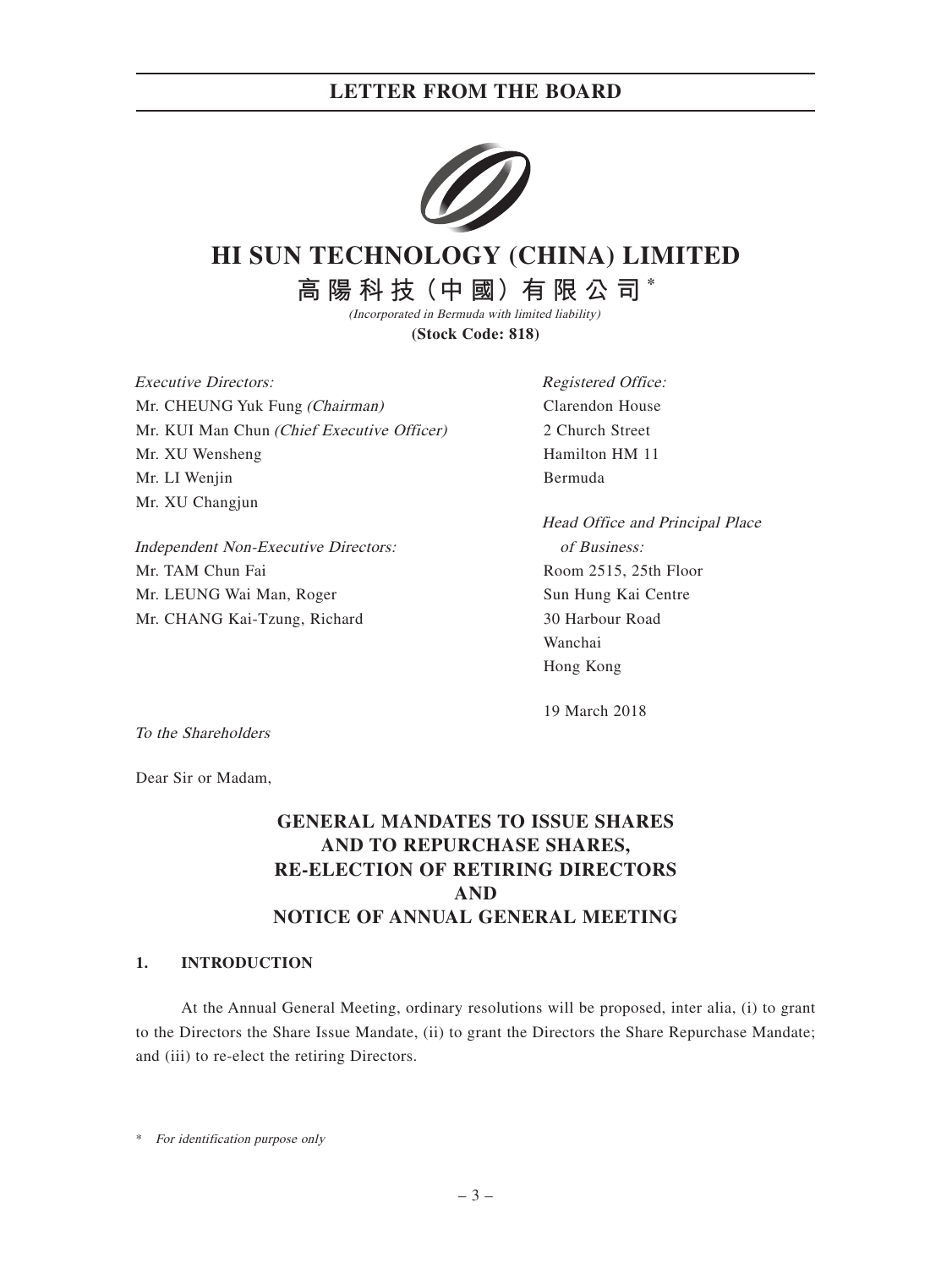# LETTER FROM THE BOARD

# HI SUN TECHNOLOGY (CHINA) LIMITED

## 高陽科技（中國）有限公司*

*(Incorporated in Bermuda with limited liability)*

**(Stock Code: 818)**

*Executive Directors:*
Mr. CHEUNG Yuk Fung *(Chairman)*
Mr. KUI Man Chun *(Chief Executive Officer)*
Mr. XU Wensheng
Mr. LI Wenjin
Mr. XU Changjun

*Independent Non-Executive Directors:*
Mr. TAM Chun Fai
Mr. LEUNG Wai Man, Roger
Mr. CHANG Kai-Tzung, Richard

*Registered Office:*
Clarendon House
2 Church Street
Hamilton HM 11
Bermuda

*Head Office and Principal Place of Business:*
Room 2515, 25th Floor
Sun Hung Kai Centre
30 Harbour Road
Wanchai
Hong Kong

19 March 2018

*To the Shareholders*

Dear Sir or Madam,

**GENERAL MANDATES TO ISSUE SHARES AND TO REPURCHASE SHARES, RE-ELECTION OF RETIRING DIRECTORS AND NOTICE OF ANNUAL GENERAL MEETING**

### 1. INTRODUCTION

At the Annual General Meeting, ordinary resolutions will be proposed, inter alia, (i) to grant to the Directors the Share Issue Mandate, (ii) to grant the Directors the Share Repurchase Mandate; and (iii) to re-elect the retiring Directors.

\* *For identification purpose only*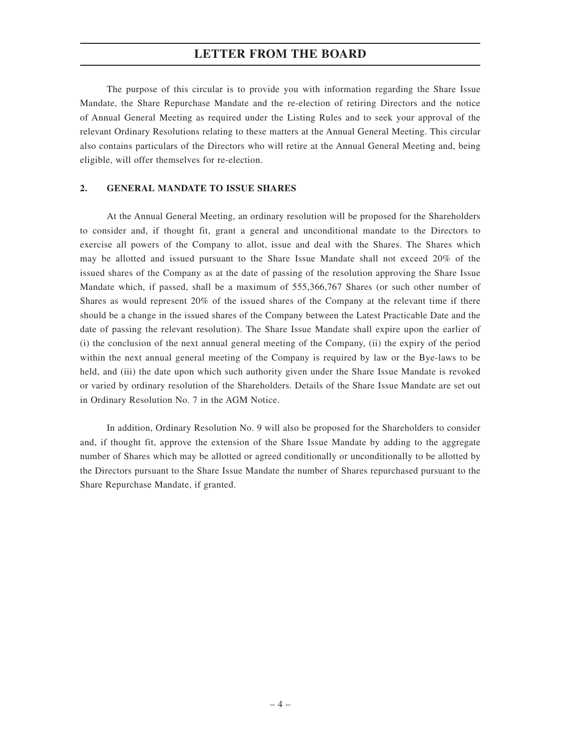The purpose of this circular is to provide you with information regarding the Share Issue Mandate, the Share Repurchase Mandate and the re-election of retiring Directors and the notice of Annual General Meeting as required under the Listing Rules and to seek your approval of the relevant Ordinary Resolutions relating to these matters at the Annual General Meeting. This circular also contains particulars of the Directors who will retire at the Annual General Meeting and, being eligible, will offer themselves for re-election.

## 2. GENERAL MANDATE TO ISSUE SHARES

At the Annual General Meeting, an ordinary resolution will be proposed for the Shareholders to consider and, if thought fit, grant a general and unconditional mandate to the Directors to exercise all powers of the Company to allot, issue and deal with the Shares. The Shares which may be allotted and issued pursuant to the Share Issue Mandate shall not exceed 20% of the issued shares of the Company as at the date of passing of the resolution approving the Share Issue Mandate which, if passed, shall be a maximum of 555,366,767 Shares (or such other number of Shares as would represent 20% of the issued shares of the Company at the relevant time if there should be a change in the issued shares of the Company between the Latest Practicable Date and the date of passing the relevant resolution). The Share Issue Mandate shall expire upon the earlier of (i) the conclusion of the next annual general meeting of the Company, (ii) the expiry of the period within the next annual general meeting of the Company is required by law or the Bye-laws to be held, and (iii) the date upon which such authority given under the Share Issue Mandate is revoked or varied by ordinary resolution of the Shareholders. Details of the Share Issue Mandate are set out in Ordinary Resolution No. 7 in the AGM Notice.

In addition, Ordinary Resolution No. 9 will also be proposed for the Shareholders to consider and, if thought fit, approve the extension of the Share Issue Mandate by adding to the aggregate number of Shares which may be allotted or agreed conditionally or unconditionally to be allotted by the Directors pursuant to the Share Issue Mandate the number of Shares repurchased pursuant to the Share Repurchase Mandate, if granted.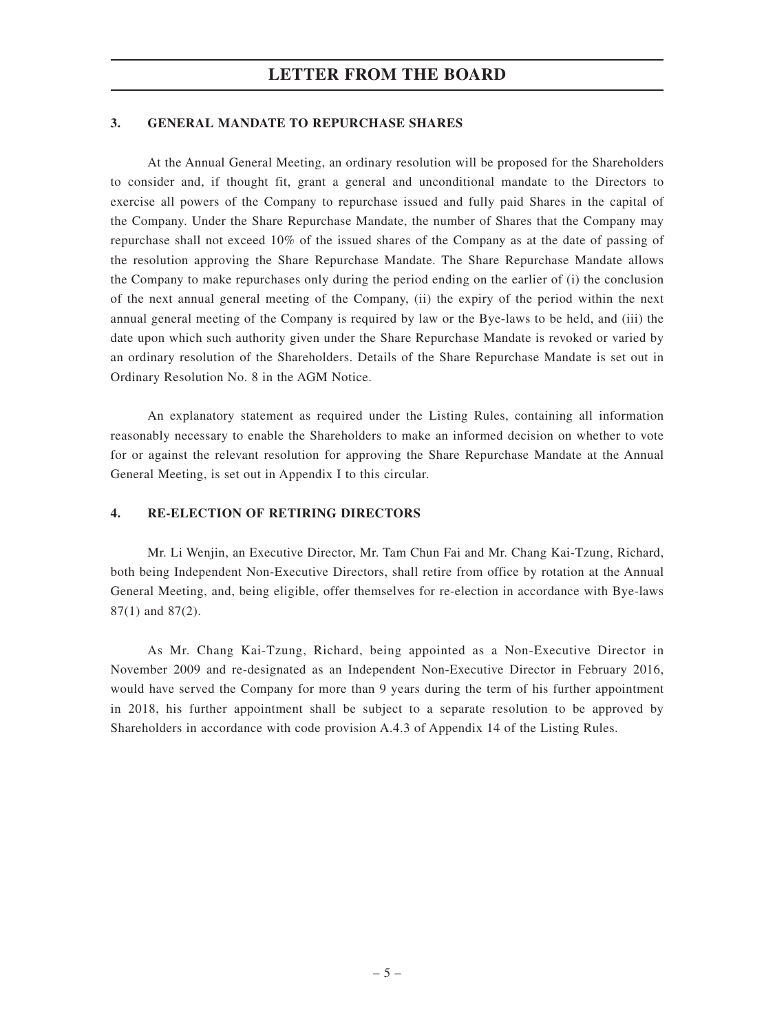### 3. GENERAL MANDATE TO REPURCHASE SHARES

At the Annual General Meeting, an ordinary resolution will be proposed for the Shareholders to consider and, if thought fit, grant a general and unconditional mandate to the Directors to exercise all powers of the Company to repurchase issued and fully paid Shares in the capital of the Company. Under the Share Repurchase Mandate, the number of Shares that the Company may repurchase shall not exceed 10% of the issued shares of the Company as at the date of passing of the resolution approving the Share Repurchase Mandate. The Share Repurchase Mandate allows the Company to make repurchases only during the period ending on the earlier of (i) the conclusion of the next annual general meeting of the Company, (ii) the expiry of the period within the next annual general meeting of the Company is required by law or the Bye-laws to be held, and (iii) the date upon which such authority given under the Share Repurchase Mandate is revoked or varied by an ordinary resolution of the Shareholders. Details of the Share Repurchase Mandate is set out in Ordinary Resolution No. 8 in the AGM Notice.

An explanatory statement as required under the Listing Rules, containing all information reasonably necessary to enable the Shareholders to make an informed decision on whether to vote for or against the relevant resolution for approving the Share Repurchase Mandate at the Annual General Meeting, is set out in Appendix I to this circular.

### 4. RE-ELECTION OF RETIRING DIRECTORS

Mr. Li Wenjin, an Executive Director, Mr. Tam Chun Fai and Mr. Chang Kai-Tzung, Richard, both being Independent Non-Executive Directors, shall retire from office by rotation at the Annual General Meeting, and, being eligible, offer themselves for re-election in accordance with Bye-laws 87(1) and 87(2).

As Mr. Chang Kai-Tzung, Richard, being appointed as a Non-Executive Director in November 2009 and re-designated as an Independent Non-Executive Director in February 2016, would have served the Company for more than 9 years during the term of his further appointment in 2018, his further appointment shall be subject to a separate resolution to be approved by Shareholders in accordance with code provision A.4.3 of Appendix 14 of the Listing Rules.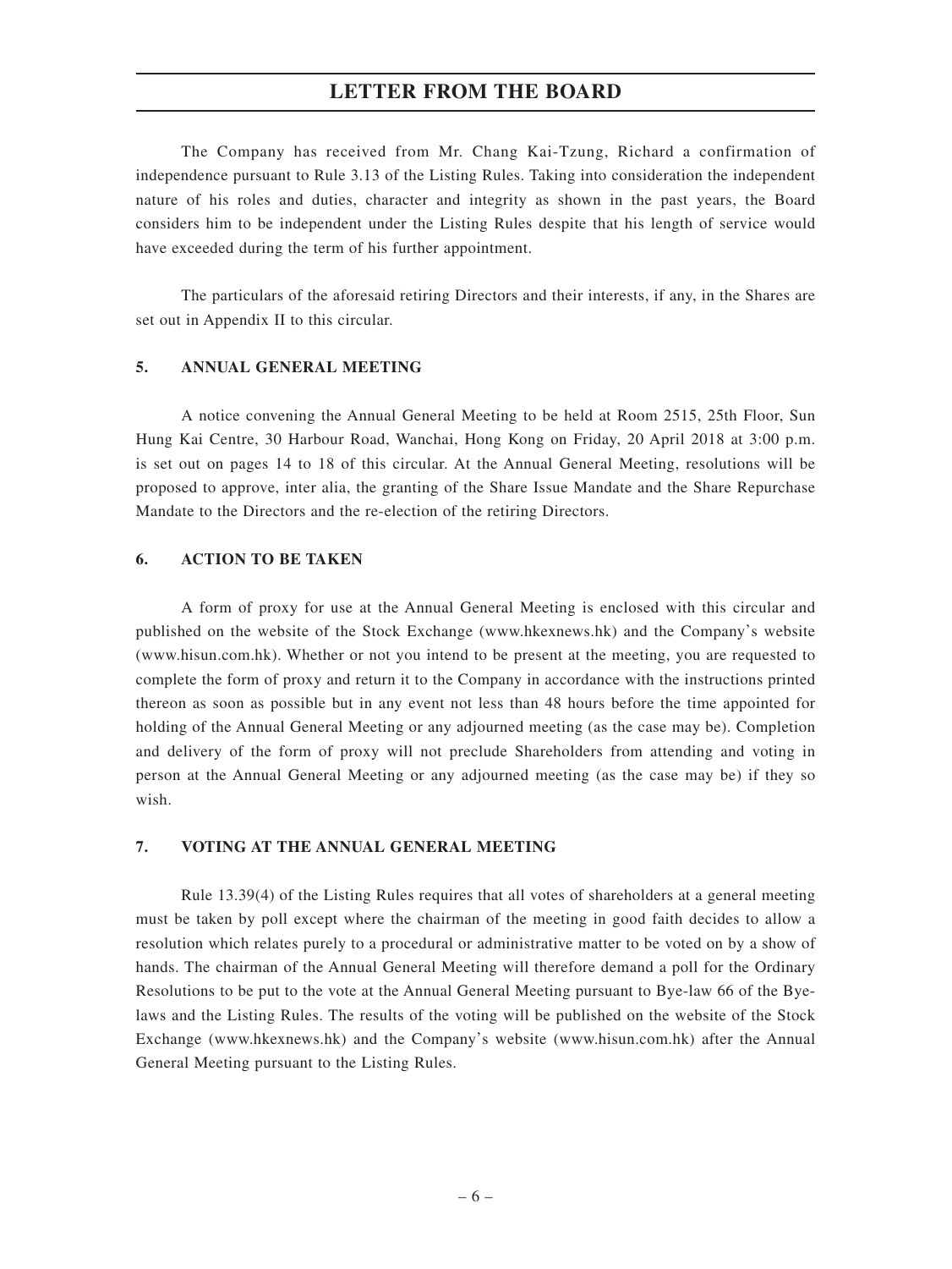The Company has received from Mr. Chang Kai-Tzung, Richard a confirmation of independence pursuant to Rule 3.13 of the Listing Rules. Taking into consideration the independent nature of his roles and duties, character and integrity as shown in the past years, the Board considers him to be independent under the Listing Rules despite that his length of service would have exceeded during the term of his further appointment.

The particulars of the aforesaid retiring Directors and their interests, if any, in the Shares are set out in Appendix II to this circular.

## 5. ANNUAL GENERAL MEETING

A notice convening the Annual General Meeting to be held at Room 2515, 25th Floor, Sun Hung Kai Centre, 30 Harbour Road, Wanchai, Hong Kong on Friday, 20 April 2018 at 3:00 p.m. is set out on pages 14 to 18 of this circular. At the Annual General Meeting, resolutions will be proposed to approve, inter alia, the granting of the Share Issue Mandate and the Share Repurchase Mandate to the Directors and the re-election of the retiring Directors.

## 6. ACTION TO BE TAKEN

A form of proxy for use at the Annual General Meeting is enclosed with this circular and published on the website of the Stock Exchange (www.hkexnews.hk) and the Company's website (www.hisun.com.hk). Whether or not you intend to be present at the meeting, you are requested to complete the form of proxy and return it to the Company in accordance with the instructions printed thereon as soon as possible but in any event not less than 48 hours before the time appointed for holding of the Annual General Meeting or any adjourned meeting (as the case may be). Completion and delivery of the form of proxy will not preclude Shareholders from attending and voting in person at the Annual General Meeting or any adjourned meeting (as the case may be) if they so wish.

## 7. VOTING AT THE ANNUAL GENERAL MEETING

Rule 13.39(4) of the Listing Rules requires that all votes of shareholders at a general meeting must be taken by poll except where the chairman of the meeting in good faith decides to allow a resolution which relates purely to a procedural or administrative matter to be voted on by a show of hands. The chairman of the Annual General Meeting will therefore demand a poll for the Ordinary Resolutions to be put to the vote at the Annual General Meeting pursuant to Bye-law 66 of the Bye-laws and the Listing Rules. The results of the voting will be published on the website of the Stock Exchange (www.hkexnews.hk) and the Company's website (www.hisun.com.hk) after the Annual General Meeting pursuant to the Listing Rules.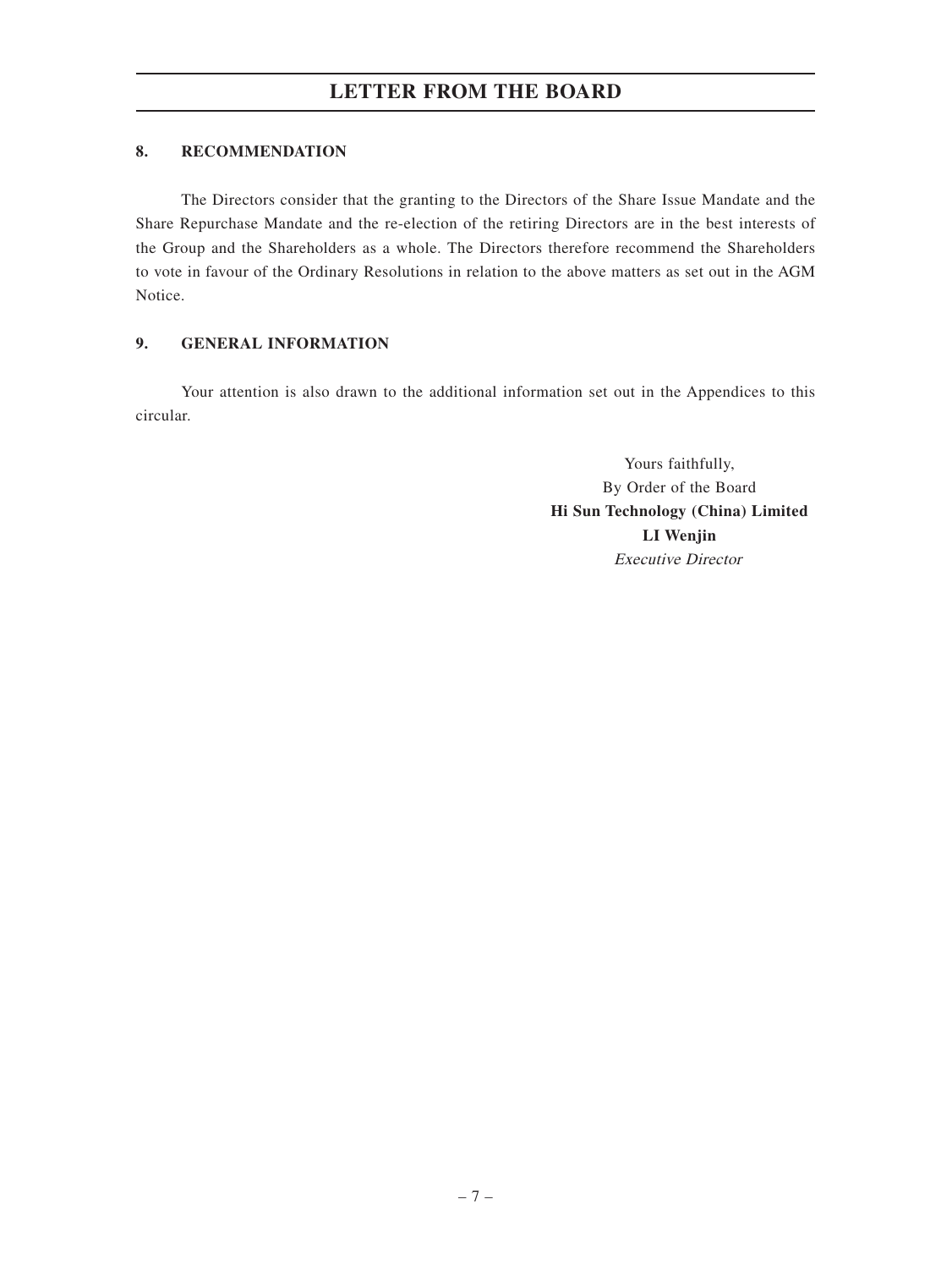# LETTER FROM THE BOARD

## 8. RECOMMENDATION

The Directors consider that the granting to the Directors of the Share Issue Mandate and the Share Repurchase Mandate and the re-election of the retiring Directors are in the best interests of the Group and the Shareholders as a whole. The Directors therefore recommend the Shareholders to vote in favour of the Ordinary Resolutions in relation to the above matters as set out in the AGM Notice.

## 9. GENERAL INFORMATION

Your attention is also drawn to the additional information set out in the Appendices to this circular.

Yours faithfully,
By Order of the Board
**Hi Sun Technology (China) Limited**
**LI Wenjin**
*Executive Director*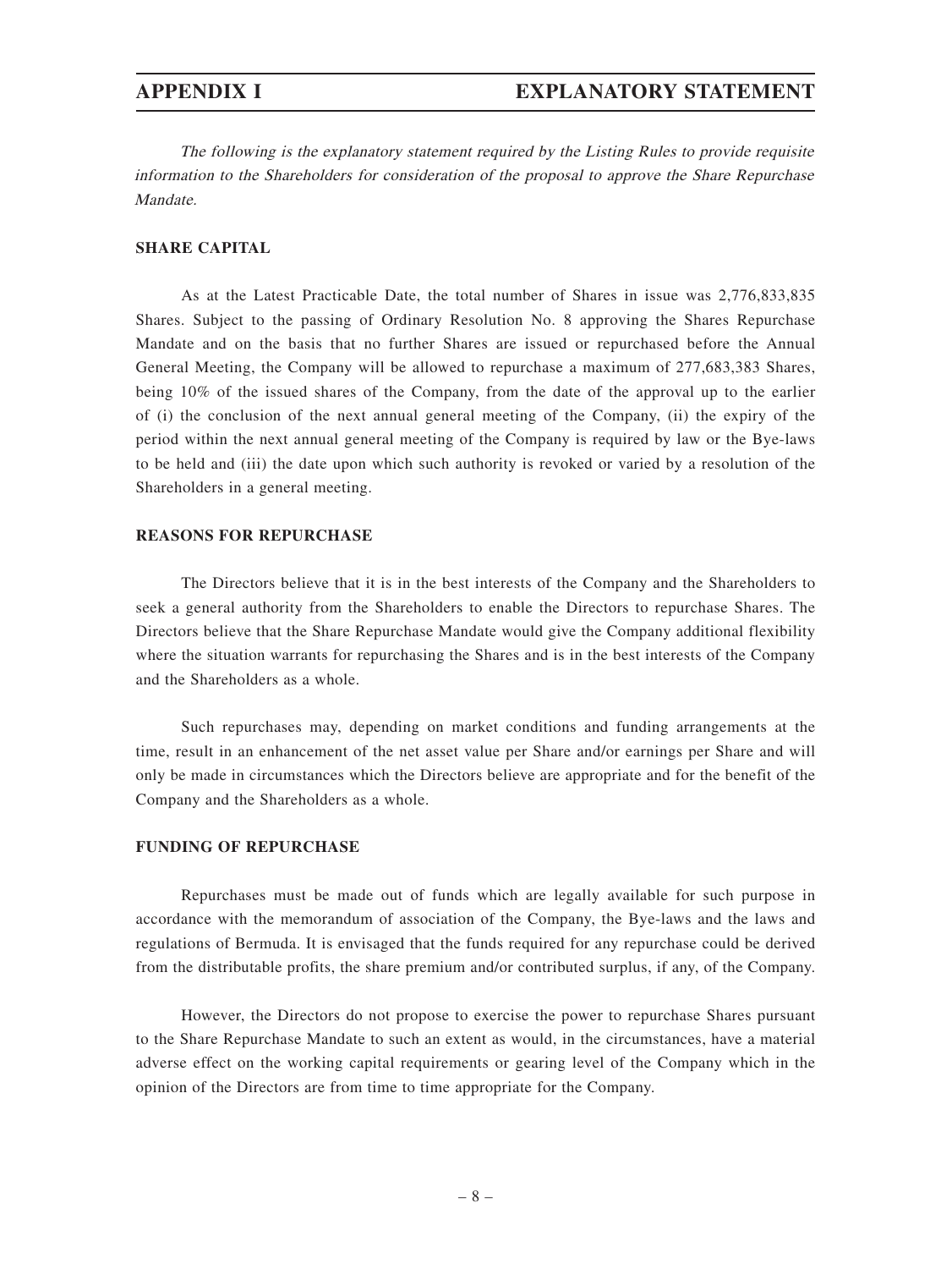# APPENDIX I EXPLANATORY STATEMENT

*The following is the explanatory statement required by the Listing Rules to provide requisite information to the Shareholders for consideration of the proposal to approve the Share Repurchase Mandate.*

## SHARE CAPITAL

As at the Latest Practicable Date, the total number of Shares in issue was 2,776,833,835 Shares. Subject to the passing of Ordinary Resolution No. 8 approving the Shares Repurchase Mandate and on the basis that no further Shares are issued or repurchased before the Annual General Meeting, the Company will be allowed to repurchase a maximum of 277,683,383 Shares, being 10% of the issued shares of the Company, from the date of the approval up to the earlier of (i) the conclusion of the next annual general meeting of the Company, (ii) the expiry of the period within the next annual general meeting of the Company is required by law or the Bye-laws to be held and (iii) the date upon which such authority is revoked or varied by a resolution of the Shareholders in a general meeting.

## REASONS FOR REPURCHASE

The Directors believe that it is in the best interests of the Company and the Shareholders to seek a general authority from the Shareholders to enable the Directors to repurchase Shares. The Directors believe that the Share Repurchase Mandate would give the Company additional flexibility where the situation warrants for repurchasing the Shares and is in the best interests of the Company and the Shareholders as a whole.

Such repurchases may, depending on market conditions and funding arrangements at the time, result in an enhancement of the net asset value per Share and/or earnings per Share and will only be made in circumstances which the Directors believe are appropriate and for the benefit of the Company and the Shareholders as a whole.

## FUNDING OF REPURCHASE

Repurchases must be made out of funds which are legally available for such purpose in accordance with the memorandum of association of the Company, the Bye-laws and the laws and regulations of Bermuda. It is envisaged that the funds required for any repurchase could be derived from the distributable profits, the share premium and/or contributed surplus, if any, of the Company.

However, the Directors do not propose to exercise the power to repurchase Shares pursuant to the Share Repurchase Mandate to such an extent as would, in the circumstances, have a material adverse effect on the working capital requirements or gearing level of the Company which in the opinion of the Directors are from time to time appropriate for the Company.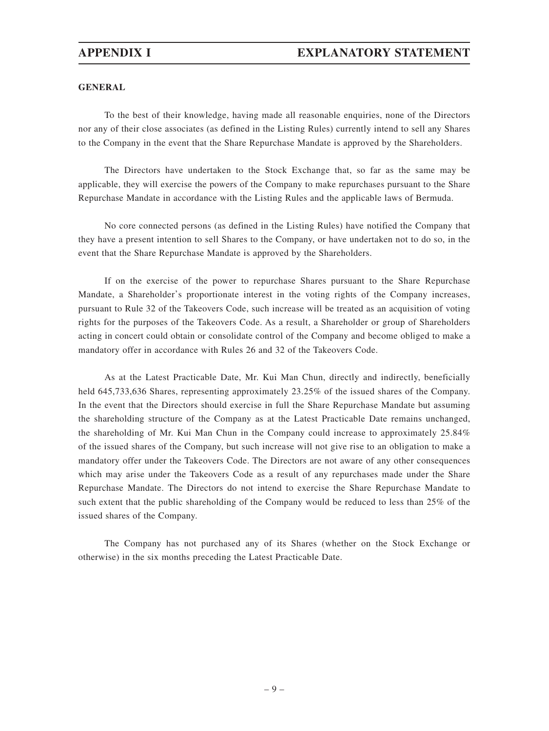### GENERAL

To the best of their knowledge, having made all reasonable enquiries, none of the Directors nor any of their close associates (as defined in the Listing Rules) currently intend to sell any Shares to the Company in the event that the Share Repurchase Mandate is approved by the Shareholders.

The Directors have undertaken to the Stock Exchange that, so far as the same may be applicable, they will exercise the powers of the Company to make repurchases pursuant to the Share Repurchase Mandate in accordance with the Listing Rules and the applicable laws of Bermuda.

No core connected persons (as defined in the Listing Rules) have notified the Company that they have a present intention to sell Shares to the Company, or have undertaken not to do so, in the event that the Share Repurchase Mandate is approved by the Shareholders.

If on the exercise of the power to repurchase Shares pursuant to the Share Repurchase Mandate, a Shareholder's proportionate interest in the voting rights of the Company increases, pursuant to Rule 32 of the Takeovers Code, such increase will be treated as an acquisition of voting rights for the purposes of the Takeovers Code. As a result, a Shareholder or group of Shareholders acting in concert could obtain or consolidate control of the Company and become obliged to make a mandatory offer in accordance with Rules 26 and 32 of the Takeovers Code.

As at the Latest Practicable Date, Mr. Kui Man Chun, directly and indirectly, beneficially held 645,733,636 Shares, representing approximately 23.25% of the issued shares of the Company. In the event that the Directors should exercise in full the Share Repurchase Mandate but assuming the shareholding structure of the Company as at the Latest Practicable Date remains unchanged, the shareholding of Mr. Kui Man Chun in the Company could increase to approximately 25.84% of the issued shares of the Company, but such increase will not give rise to an obligation to make a mandatory offer under the Takeovers Code. The Directors are not aware of any other consequences which may arise under the Takeovers Code as a result of any repurchases made under the Share Repurchase Mandate. The Directors do not intend to exercise the Share Repurchase Mandate to such extent that the public shareholding of the Company would be reduced to less than 25% of the issued shares of the Company.

The Company has not purchased any of its Shares (whether on the Stock Exchange or otherwise) in the six months preceding the Latest Practicable Date.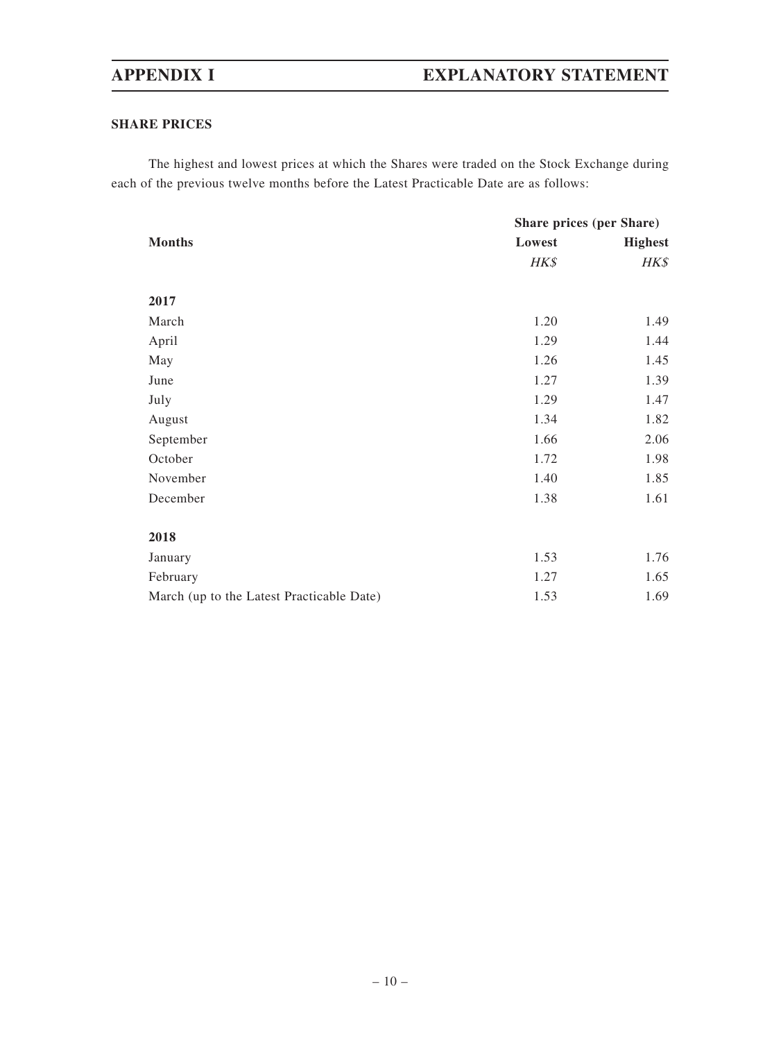### SHARE PRICES

The highest and lowest prices at which the Shares were traded on the Stock Exchange during each of the previous twelve months before the Latest Practicable Date are as follows:

| Months | Share prices (per Share) | |
|---|---|---|
| | **Lowest** | **Highest** |
| | *HK$* | *HK$* |
| **2017** | | |
| March | 1.20 | 1.49 |
| April | 1.29 | 1.44 |
| May | 1.26 | 1.45 |
| June | 1.27 | 1.39 |
| July | 1.29 | 1.47 |
| August | 1.34 | 1.82 |
| September | 1.66 | 2.06 |
| October | 1.72 | 1.98 |
| November | 1.40 | 1.85 |
| December | 1.38 | 1.61 |
| **2018** | | |
| January | 1.53 | 1.76 |
| February | 1.27 | 1.65 |
| March (up to the Latest Practicable Date) | 1.53 | 1.69 |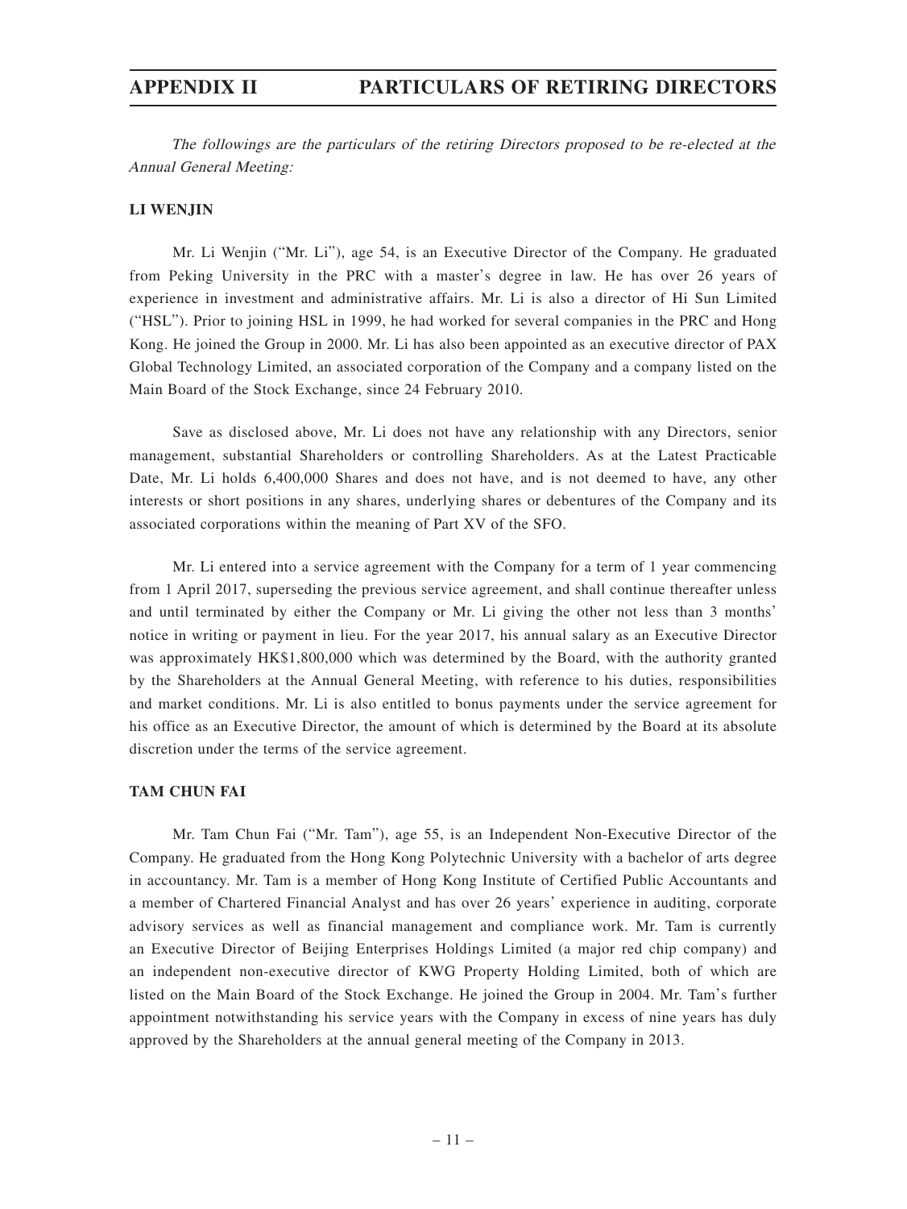# APPENDIX II PARTICULARS OF RETIRING DIRECTORS

*The followings are the particulars of the retiring Directors proposed to be re-elected at the Annual General Meeting:*

**LI WENJIN**

Mr. Li Wenjin ("Mr. Li"), age 54, is an Executive Director of the Company. He graduated from Peking University in the PRC with a master's degree in law. He has over 26 years of experience in investment and administrative affairs. Mr. Li is also a director of Hi Sun Limited ("HSL"). Prior to joining HSL in 1999, he had worked for several companies in the PRC and Hong Kong. He joined the Group in 2000. Mr. Li has also been appointed as an executive director of PAX Global Technology Limited, an associated corporation of the Company and a company listed on the Main Board of the Stock Exchange, since 24 February 2010.

Save as disclosed above, Mr. Li does not have any relationship with any Directors, senior management, substantial Shareholders or controlling Shareholders. As at the Latest Practicable Date, Mr. Li holds 6,400,000 Shares and does not have, and is not deemed to have, any other interests or short positions in any shares, underlying shares or debentures of the Company and its associated corporations within the meaning of Part XV of the SFO.

Mr. Li entered into a service agreement with the Company for a term of 1 year commencing from 1 April 2017, superseding the previous service agreement, and shall continue thereafter unless and until terminated by either the Company or Mr. Li giving the other not less than 3 months' notice in writing or payment in lieu. For the year 2017, his annual salary as an Executive Director was approximately HK$1,800,000 which was determined by the Board, with the authority granted by the Shareholders at the Annual General Meeting, with reference to his duties, responsibilities and market conditions. Mr. Li is also entitled to bonus payments under the service agreement for his office as an Executive Director, the amount of which is determined by the Board at its absolute discretion under the terms of the service agreement.

**TAM CHUN FAI**

Mr. Tam Chun Fai ("Mr. Tam"), age 55, is an Independent Non-Executive Director of the Company. He graduated from the Hong Kong Polytechnic University with a bachelor of arts degree in accountancy. Mr. Tam is a member of Hong Kong Institute of Certified Public Accountants and a member of Chartered Financial Analyst and has over 26 years' experience in auditing, corporate advisory services as well as financial management and compliance work. Mr. Tam is currently an Executive Director of Beijing Enterprises Holdings Limited (a major red chip company) and an independent non-executive director of KWG Property Holding Limited, both of which are listed on the Main Board of the Stock Exchange. He joined the Group in 2004. Mr. Tam's further appointment notwithstanding his service years with the Company in excess of nine years has duly approved by the Shareholders at the annual general meeting of the Company in 2013.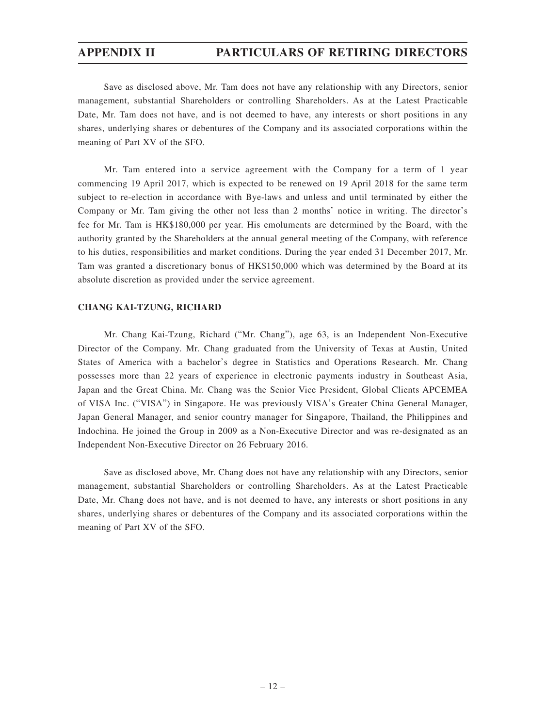Save as disclosed above, Mr. Tam does not have any relationship with any Directors, senior management, substantial Shareholders or controlling Shareholders. As at the Latest Practicable Date, Mr. Tam does not have, and is not deemed to have, any interests or short positions in any shares, underlying shares or debentures of the Company and its associated corporations within the meaning of Part XV of the SFO.

Mr. Tam entered into a service agreement with the Company for a term of 1 year commencing 19 April 2017, which is expected to be renewed on 19 April 2018 for the same term subject to re-election in accordance with Bye-laws and unless and until terminated by either the Company or Mr. Tam giving the other not less than 2 months' notice in writing. The director's fee for Mr. Tam is HK$180,000 per year. His emoluments are determined by the Board, with the authority granted by the Shareholders at the annual general meeting of the Company, with reference to his duties, responsibilities and market conditions. During the year ended 31 December 2017, Mr. Tam was granted a discretionary bonus of HK$150,000 which was determined by the Board at its absolute discretion as provided under the service agreement.

**CHANG KAI-TZUNG, RICHARD**

Mr. Chang Kai-Tzung, Richard ("Mr. Chang"), age 63, is an Independent Non-Executive Director of the Company. Mr. Chang graduated from the University of Texas at Austin, United States of America with a bachelor's degree in Statistics and Operations Research. Mr. Chang possesses more than 22 years of experience in electronic payments industry in Southeast Asia, Japan and the Great China. Mr. Chang was the Senior Vice President, Global Clients APCEMEA of VISA Inc. ("VISA") in Singapore. He was previously VISA's Greater China General Manager, Japan General Manager, and senior country manager for Singapore, Thailand, the Philippines and Indochina. He joined the Group in 2009 as a Non-Executive Director and was re-designated as an Independent Non-Executive Director on 26 February 2016.

Save as disclosed above, Mr. Chang does not have any relationship with any Directors, senior management, substantial Shareholders or controlling Shareholders. As at the Latest Practicable Date, Mr. Chang does not have, and is not deemed to have, any interests or short positions in any shares, underlying shares or debentures of the Company and its associated corporations within the meaning of Part XV of the SFO.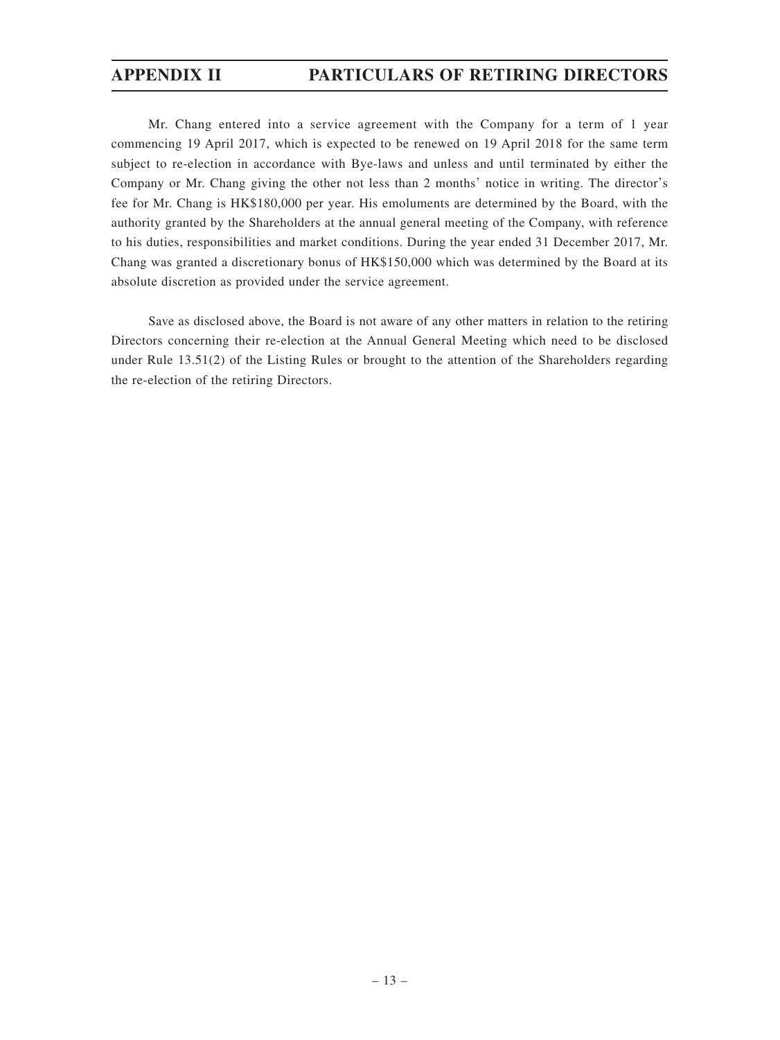Mr. Chang entered into a service agreement with the Company for a term of 1 year commencing 19 April 2017, which is expected to be renewed on 19 April 2018 for the same term subject to re-election in accordance with Bye-laws and unless and until terminated by either the Company or Mr. Chang giving the other not less than 2 months' notice in writing. The director's fee for Mr. Chang is HK$180,000 per year. His emoluments are determined by the Board, with the authority granted by the Shareholders at the annual general meeting of the Company, with reference to his duties, responsibilities and market conditions. During the year ended 31 December 2017, Mr. Chang was granted a discretionary bonus of HK$150,000 which was determined by the Board at its absolute discretion as provided under the service agreement.

Save as disclosed above, the Board is not aware of any other matters in relation to the retiring Directors concerning their re-election at the Annual General Meeting which need to be disclosed under Rule 13.51(2) of the Listing Rules or brought to the attention of the Shareholders regarding the re-election of the retiring Directors.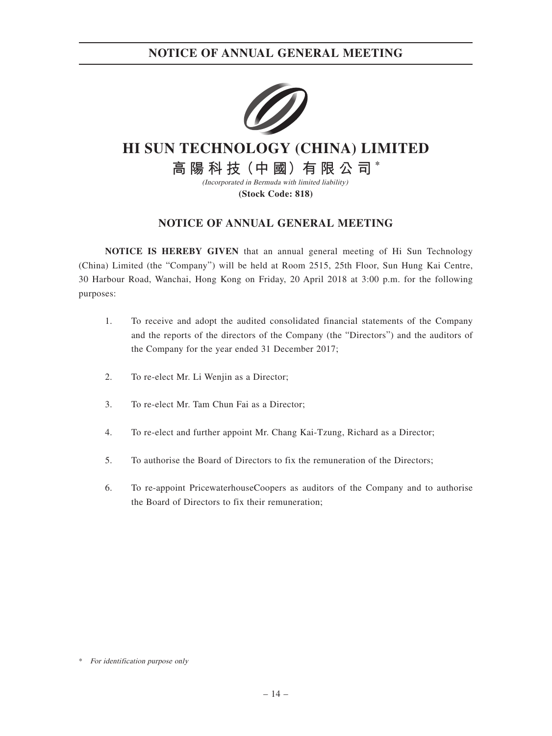# HI SUN TECHNOLOGY (CHINA) LIMITED

## 高陽科技（中國）有限公司*

*(Incorporated in Bermuda with limited liability)*

**(Stock Code: 818)**

## NOTICE OF ANNUAL GENERAL MEETING

**NOTICE IS HEREBY GIVEN** that an annual general meeting of Hi Sun Technology (China) Limited (the "Company") will be held at Room 2515, 25th Floor, Sun Hung Kai Centre, 30 Harbour Road, Wanchai, Hong Kong on Friday, 20 April 2018 at 3:00 p.m. for the following purposes:

1. To receive and adopt the audited consolidated financial statements of the Company and the reports of the directors of the Company (the "Directors") and the auditors of the Company for the year ended 31 December 2017;

2. To re-elect Mr. Li Wenjin as a Director;

3. To re-elect Mr. Tam Chun Fai as a Director;

4. To re-elect and further appoint Mr. Chang Kai-Tzung, Richard as a Director;

5. To authorise the Board of Directors to fix the remuneration of the Directors;

6. To re-appoint PricewaterhouseCoopers as auditors of the Company and to authorise the Board of Directors to fix their remuneration;

\* *For identification purpose only*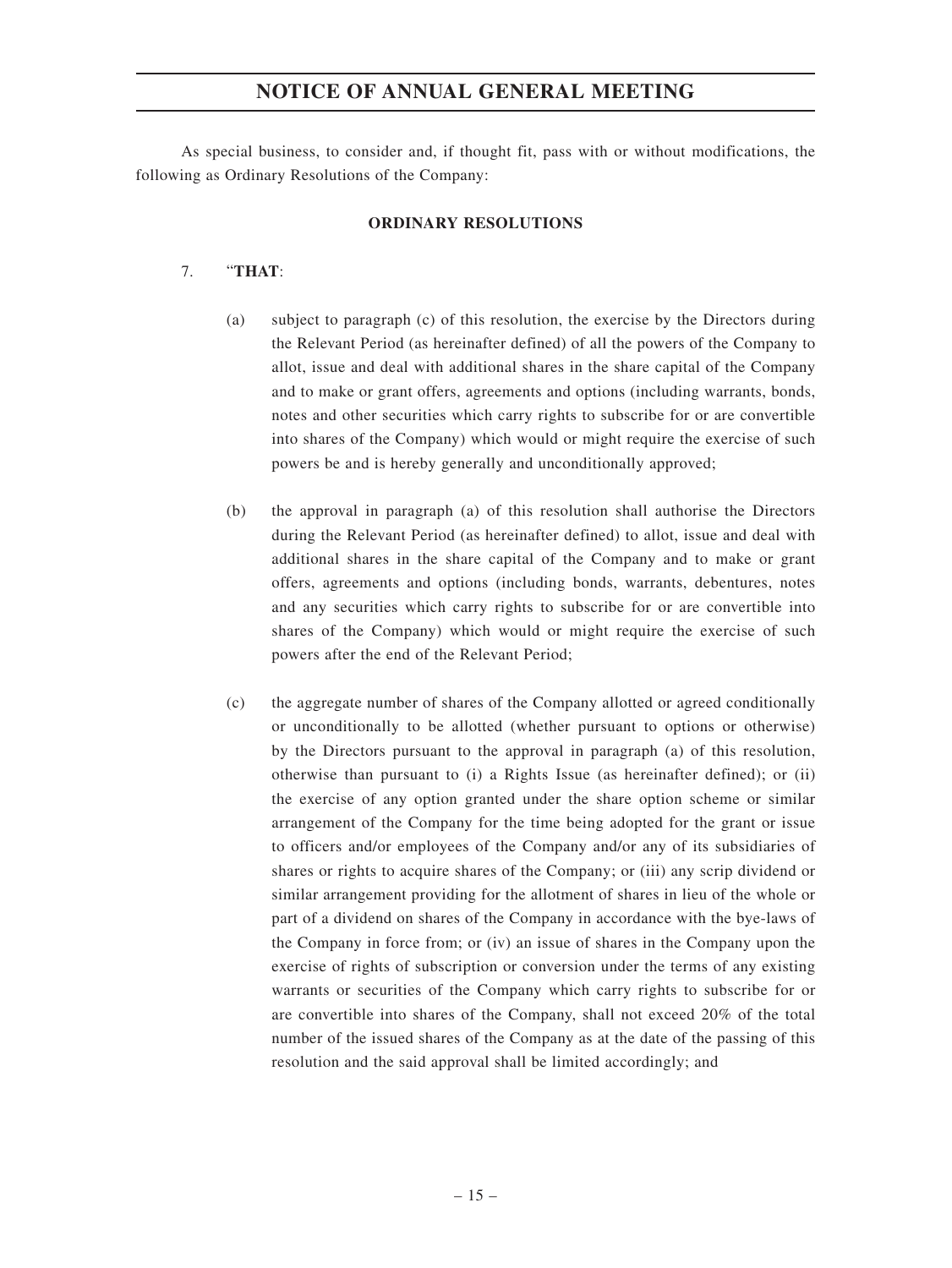As special business, to consider and, if thought fit, pass with or without modifications, the following as Ordinary Resolutions of the Company:

**ORDINARY RESOLUTIONS**

7. "**THAT**:

   (a) subject to paragraph (c) of this resolution, the exercise by the Directors during the Relevant Period (as hereinafter defined) of all the powers of the Company to allot, issue and deal with additional shares in the share capital of the Company and to make or grant offers, agreements and options (including warrants, bonds, notes and other securities which carry rights to subscribe for or are convertible into shares of the Company) which would or might require the exercise of such powers be and is hereby generally and unconditionally approved;

   (b) the approval in paragraph (a) of this resolution shall authorise the Directors during the Relevant Period (as hereinafter defined) to allot, issue and deal with additional shares in the share capital of the Company and to make or grant offers, agreements and options (including bonds, warrants, debentures, notes and any securities which carry rights to subscribe for or are convertible into shares of the Company) which would or might require the exercise of such powers after the end of the Relevant Period;

   (c) the aggregate number of shares of the Company allotted or agreed conditionally or unconditionally to be allotted (whether pursuant to options or otherwise) by the Directors pursuant to the approval in paragraph (a) of this resolution, otherwise than pursuant to (i) a Rights Issue (as hereinafter defined); or (ii) the exercise of any option granted under the share option scheme or similar arrangement of the Company for the time being adopted for the grant or issue to officers and/or employees of the Company and/or any of its subsidiaries of shares or rights to acquire shares of the Company; or (iii) any scrip dividend or similar arrangement providing for the allotment of shares in lieu of the whole or part of a dividend on shares of the Company in accordance with the bye-laws of the Company in force from; or (iv) an issue of shares in the Company upon the exercise of rights of subscription or conversion under the terms of any existing warrants or securities of the Company which carry rights to subscribe for or are convertible into shares of the Company, shall not exceed 20% of the total number of the issued shares of the Company as at the date of the passing of this resolution and the said approval shall be limited accordingly; and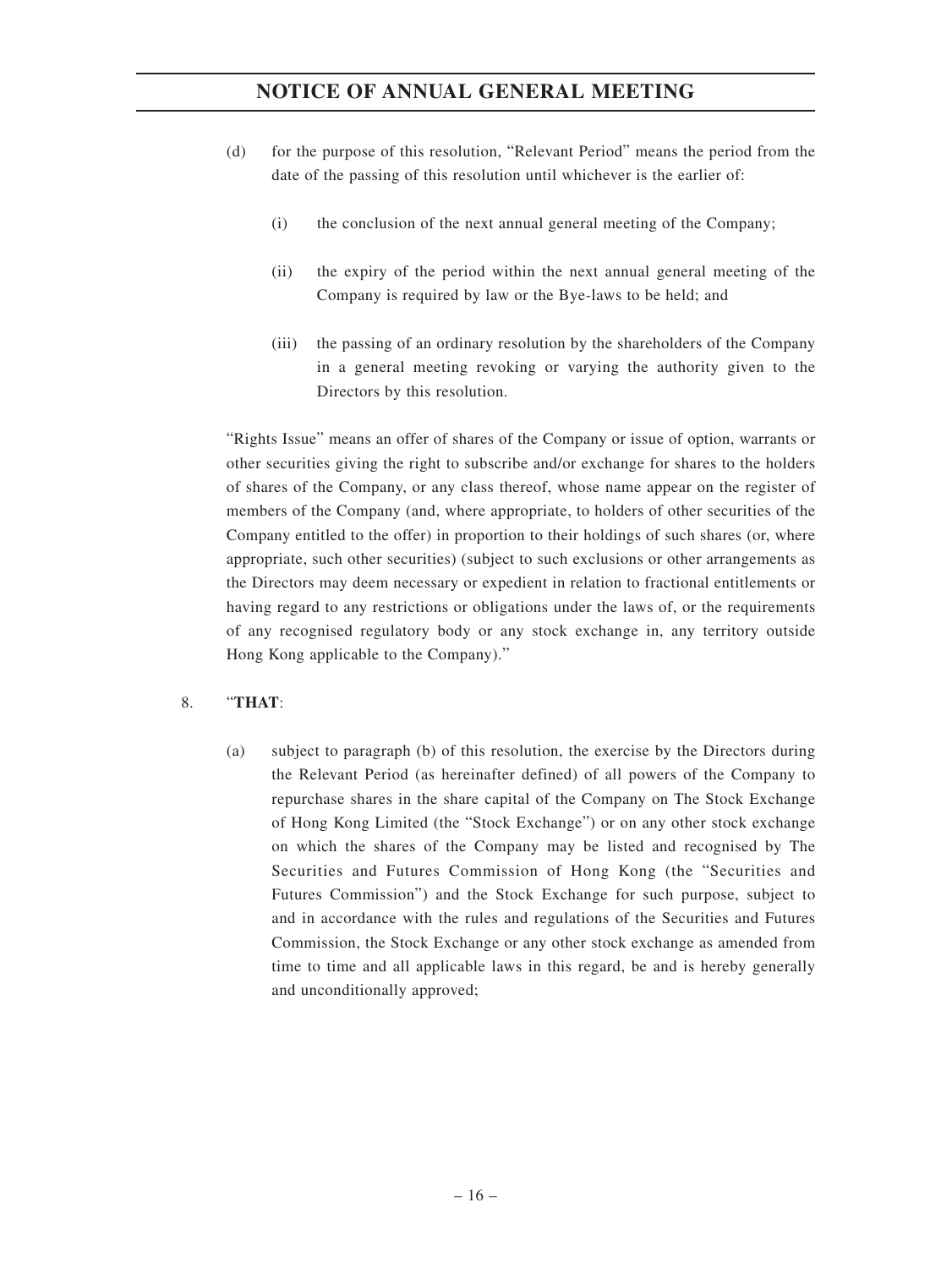(d) for the purpose of this resolution, "Relevant Period" means the period from the date of the passing of this resolution until whichever is the earlier of:

   (i) the conclusion of the next annual general meeting of the Company;

   (ii) the expiry of the period within the next annual general meeting of the Company is required by law or the Bye-laws to be held; and

   (iii) the passing of an ordinary resolution by the shareholders of the Company in a general meeting revoking or varying the authority given to the Directors by this resolution.

"Rights Issue" means an offer of shares of the Company or issue of option, warrants or other securities giving the right to subscribe and/or exchange for shares to the holders of shares of the Company, or any class thereof, whose name appear on the register of members of the Company (and, where appropriate, to holders of other securities of the Company entitled to the offer) in proportion to their holdings of such shares (or, where appropriate, such other securities) (subject to such exclusions or other arrangements as the Directors may deem necessary or expedient in relation to fractional entitlements or having regard to any restrictions or obligations under the laws of, or the requirements of any recognised regulatory body or any stock exchange in, any territory outside Hong Kong applicable to the Company)."

8. "**THAT**:

   (a) subject to paragraph (b) of this resolution, the exercise by the Directors during the Relevant Period (as hereinafter defined) of all powers of the Company to repurchase shares in the share capital of the Company on The Stock Exchange of Hong Kong Limited (the "Stock Exchange") or on any other stock exchange on which the shares of the Company may be listed and recognised by The Securities and Futures Commission of Hong Kong (the "Securities and Futures Commission") and the Stock Exchange for such purpose, subject to and in accordance with the rules and regulations of the Securities and Futures Commission, the Stock Exchange or any other stock exchange as amended from time to time and all applicable laws in this regard, be and is hereby generally and unconditionally approved;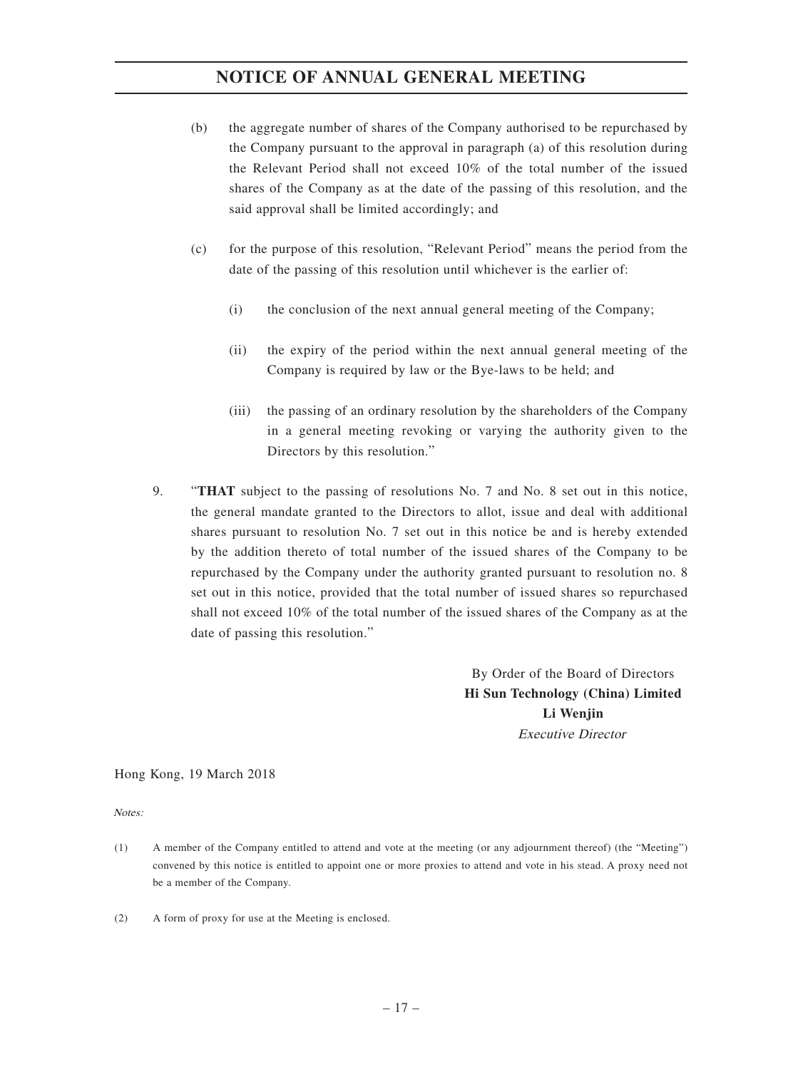(b) the aggregate number of shares of the Company authorised to be repurchased by the Company pursuant to the approval in paragraph (a) of this resolution during the Relevant Period shall not exceed 10% of the total number of the issued shares of the Company as at the date of the passing of this resolution, and the said approval shall be limited accordingly; and

(c) for the purpose of this resolution, "Relevant Period" means the period from the date of the passing of this resolution until whichever is the earlier of:

(i) the conclusion of the next annual general meeting of the Company;

(ii) the expiry of the period within the next annual general meeting of the Company is required by law or the Bye-laws to be held; and

(iii) the passing of an ordinary resolution by the shareholders of the Company in a general meeting revoking or varying the authority given to the Directors by this resolution."

9. "**THAT** subject to the passing of resolutions No. 7 and No. 8 set out in this notice, the general mandate granted to the Directors to allot, issue and deal with additional shares pursuant to resolution No. 7 set out in this notice be and is hereby extended by the addition thereto of total number of the issued shares of the Company to be repurchased by the Company under the authority granted pursuant to resolution no. 8 set out in this notice, provided that the total number of issued shares so repurchased shall not exceed 10% of the total number of the issued shares of the Company as at the date of passing this resolution."

By Order of the Board of Directors
**Hi Sun Technology (China) Limited**
**Li Wenjin**
*Executive Director*

Hong Kong, 19 March 2018

*Notes:*

(1) A member of the Company entitled to attend and vote at the meeting (or any adjournment thereof) (the "Meeting") convened by this notice is entitled to appoint one or more proxies to attend and vote in his stead. A proxy need not be a member of the Company.

(2) A form of proxy for use at the Meeting is enclosed.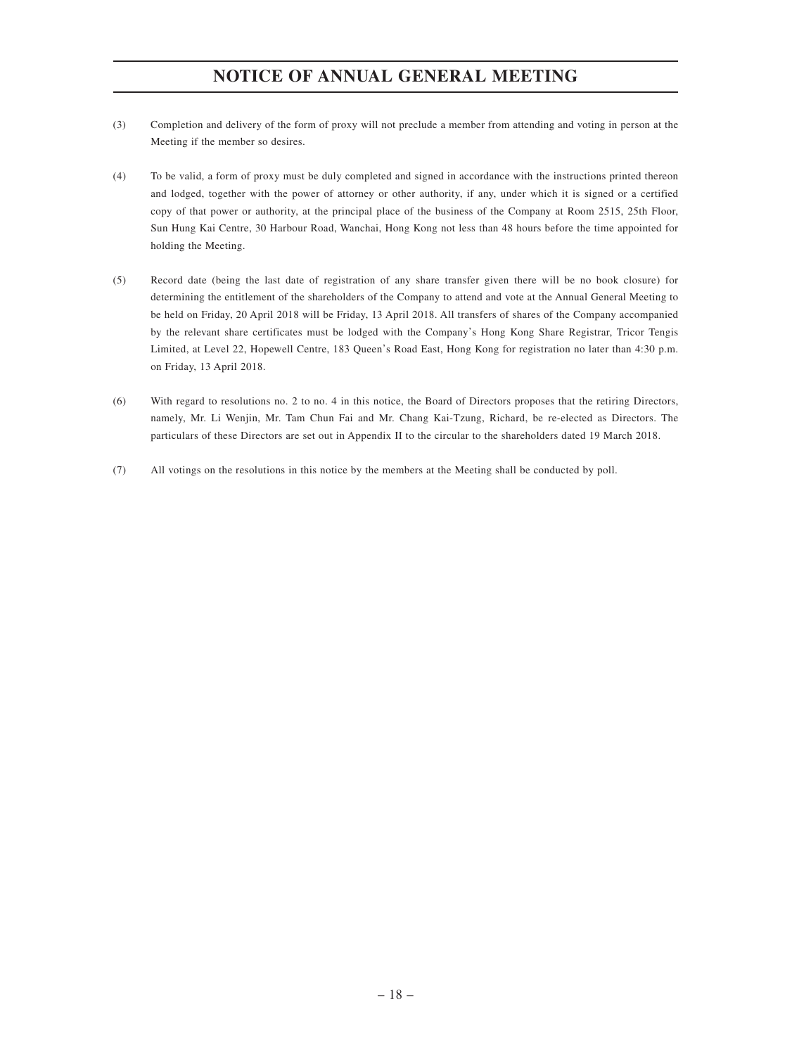# NOTICE OF ANNUAL GENERAL MEETING

(3) Completion and delivery of the form of proxy will not preclude a member from attending and voting in person at the Meeting if the member so desires.

(4) To be valid, a form of proxy must be duly completed and signed in accordance with the instructions printed thereon and lodged, together with the power of attorney or other authority, if any, under which it is signed or a certified copy of that power or authority, at the principal place of the business of the Company at Room 2515, 25th Floor, Sun Hung Kai Centre, 30 Harbour Road, Wanchai, Hong Kong not less than 48 hours before the time appointed for holding the Meeting.

(5) Record date (being the last date of registration of any share transfer given there will be no book closure) for determining the entitlement of the shareholders of the Company to attend and vote at the Annual General Meeting to be held on Friday, 20 April 2018 will be Friday, 13 April 2018. All transfers of shares of the Company accompanied by the relevant share certificates must be lodged with the Company's Hong Kong Share Registrar, Tricor Tengis Limited, at Level 22, Hopewell Centre, 183 Queen's Road East, Hong Kong for registration no later than 4:30 p.m. on Friday, 13 April 2018.

(6) With regard to resolutions no. 2 to no. 4 in this notice, the Board of Directors proposes that the retiring Directors, namely, Mr. Li Wenjin, Mr. Tam Chun Fai and Mr. Chang Kai-Tzung, Richard, be re-elected as Directors. The particulars of these Directors are set out in Appendix II to the circular to the shareholders dated 19 March 2018.

(7) All votings on the resolutions in this notice by the members at the Meeting shall be conducted by poll.